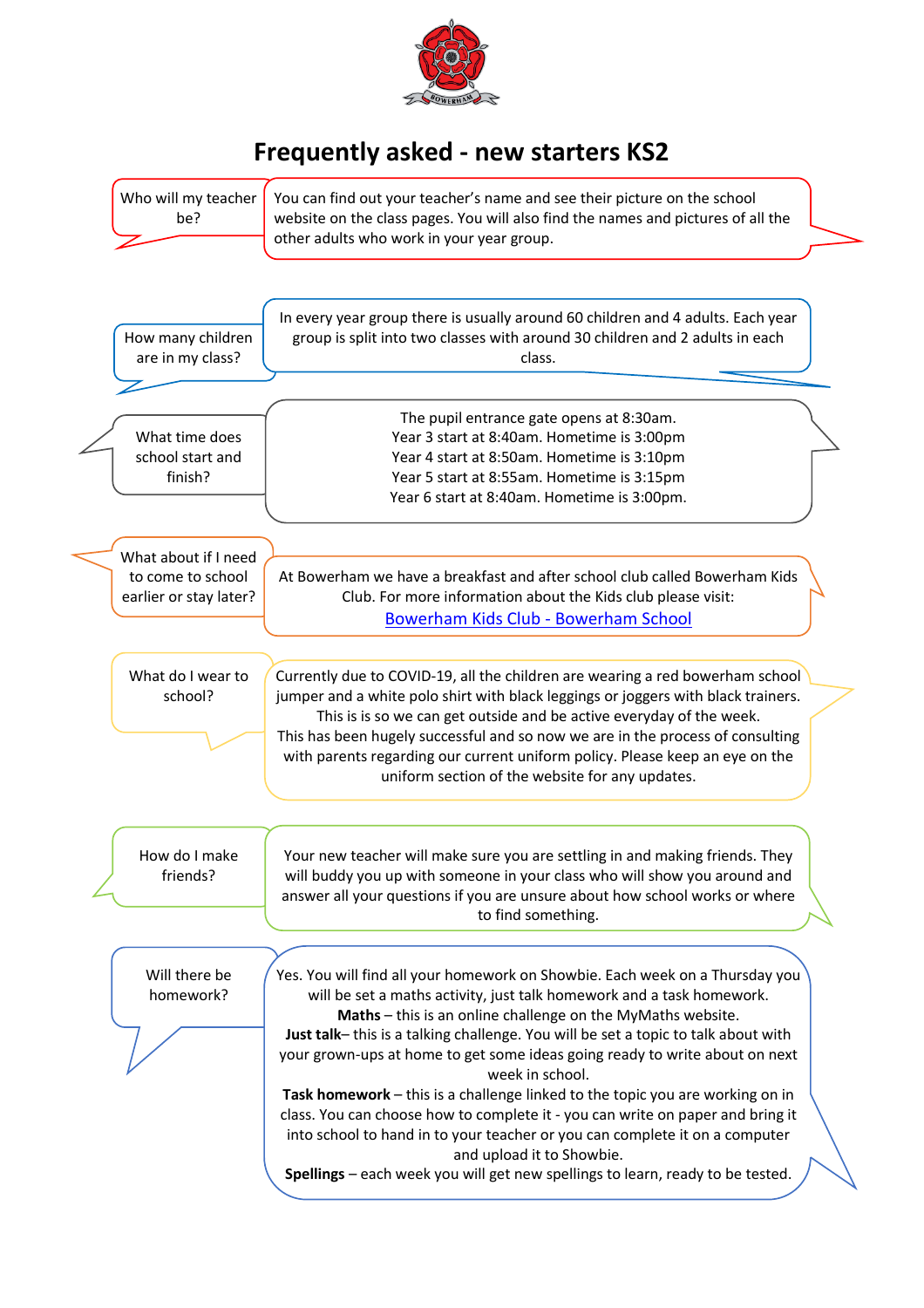# Frequently asked - new starters KS2

**Who will my teacher be?**

You can find out your teacher's name and see their picture on the school website on the class pages. You will also find the names and pictures of all the other adults who work in your year group.

**How many children are in my class?**

In every year group there is usually around 60 children and 4 adults. Each year group is split into two classes with around 30 children and 2 adults in each class.

**What time does school start and finish?**

The pupil entrance gate opens at 8:30am.
Year 3 start at 8:40am. Hometime is 3:00pm
Year 4 start at 8:50am. Hometime is 3:10pm
Year 5 start at 8:55am. Hometime is 3:15pm
Year 6 start at 8:40am. Hometime is 3:00pm.

**What about if I need to come to school earlier or stay later?**

At Bowerham we have a breakfast and after school club called Bowerham Kids Club. For more information about the Kids club please visit:
[Bowerham Kids Club - Bowerham School]

**What do I wear to school?**

Currently due to COVID-19, all the children are wearing a red bowerham school jumper and a white polo shirt with black leggings or joggers with black trainers. This is is so we can get outside and be active everyday of the week.
This has been hugely successful and so now we are in the process of consulting with parents regarding our current uniform policy. Please keep an eye on the uniform section of the website for any updates.

**How do I make friends?**

Your new teacher will make sure you are settling in and making friends. They will buddy you up with someone in your class who will show you around and answer all your questions if you are unsure about how school works or where to find something.

**Will there be homework?**

Yes. You will find all your homework on Showbie. Each week on a Thursday you will be set a maths activity, just talk homework and a task homework.
**Maths** – this is an online challenge on the MyMaths website.
**Just talk**– this is a talking challenge. You will be set a topic to talk about with your grown-ups at home to get some ideas going ready to write about on next week in school.
**Task homework** – this is a challenge linked to the topic you are working on in class. You can choose how to complete it - you can write on paper and bring it into school to hand in to your teacher or you can complete it on a computer and upload it to Showbie.
**Spellings** – each week you will get new spellings to learn, ready to be tested.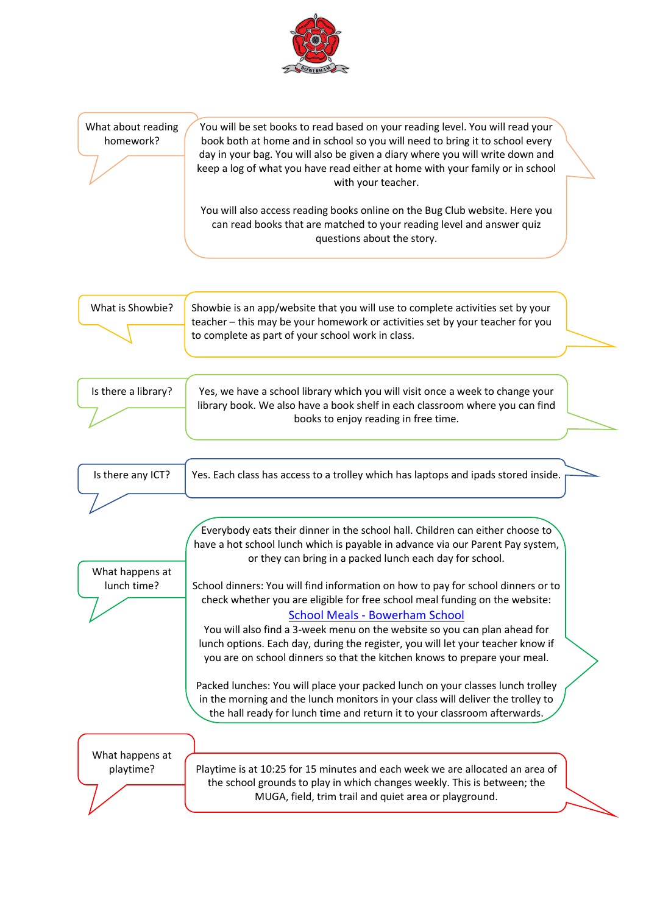## What about reading homework?

You will be set books to read based on your reading level. You will read your book both at home and in school so you will need to bring it to school every day in your bag. You will also be given a diary where you will write down and keep a log of what you have read either at home with your family or in school with your teacher.

You will also access reading books online on the Bug Club website. Here you can read books that are matched to your reading level and answer quiz questions about the story.

## What is Showbie?

Showbie is an app/website that you will use to complete activities set by your teacher – this may be your homework or activities set by your teacher for you to complete as part of your school work in class.

## Is there a library?

Yes, we have a school library which you will visit once a week to change your library book. We also have a book shelf in each classroom where you can find books to enjoy reading in free time.

## Is there any ICT?

Yes. Each class has access to a trolley which has laptops and ipads stored inside.

## What happens at lunch time?

Everybody eats their dinner in the school hall. Children can either choose to have a hot school lunch which is payable in advance via our Parent Pay system, or they can bring in a packed lunch each day for school.

School dinners: You will find information on how to pay for school dinners or to check whether you are eligible for free school meal funding on the website: [School Meals - Bowerham School]()
You will also find a 3-week menu on the website so you can plan ahead for lunch options. Each day, during the register, you will let your teacher know if you are on school dinners so that the kitchen knows to prepare your meal.

Packed lunches: You will place your packed lunch on your classes lunch trolley in the morning and the lunch monitors in your class will deliver the trolley to the hall ready for lunch time and return it to your classroom afterwards.

## What happens at playtime?

Playtime is at 10:25 for 15 minutes and each week we are allocated an area of the school grounds to play in which changes weekly. This is between; the MUGA, field, trim trail and quiet area or playground.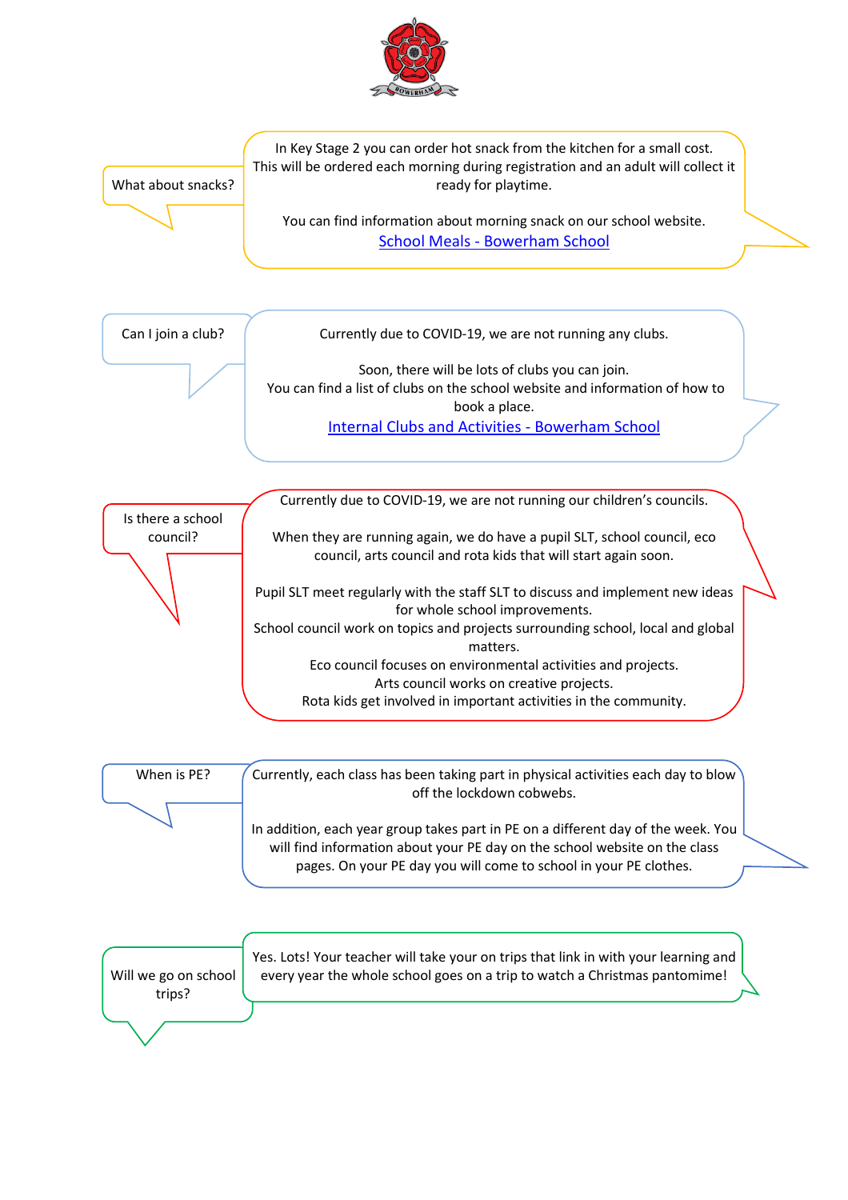**What about snacks?**

In Key Stage 2 you can order hot snack from the kitchen for a small cost. This will be ordered each morning during registration and an adult will collect it ready for playtime.

You can find information about morning snack on our school website.
School Meals - Bowerham School

**Can I join a club?**

Currently due to COVID-19, we are not running any clubs.

Soon, there will be lots of clubs you can join.
You can find a list of clubs on the school website and information of how to book a place.
Internal Clubs and Activities - Bowerham School

**Is there a school council?**

Currently due to COVID-19, we are not running our children's councils.

When they are running again, we do have a pupil SLT, school council, eco council, arts council and rota kids that will start again soon.

Pupil SLT meet regularly with the staff SLT to discuss and implement new ideas for whole school improvements.
School council work on topics and projects surrounding school, local and global matters.
Eco council focuses on environmental activities and projects.
Arts council works on creative projects.
Rota kids get involved in important activities in the community.

**When is PE?**

Currently, each class has been taking part in physical activities each day to blow off the lockdown cobwebs.

In addition, each year group takes part in PE on a different day of the week. You will find information about your PE day on the school website on the class pages. On your PE day you will come to school in your PE clothes.

**Will we go on school trips?**

Yes. Lots! Your teacher will take your on trips that link in with your learning and every year the whole school goes on a trip to watch a Christmas pantomime!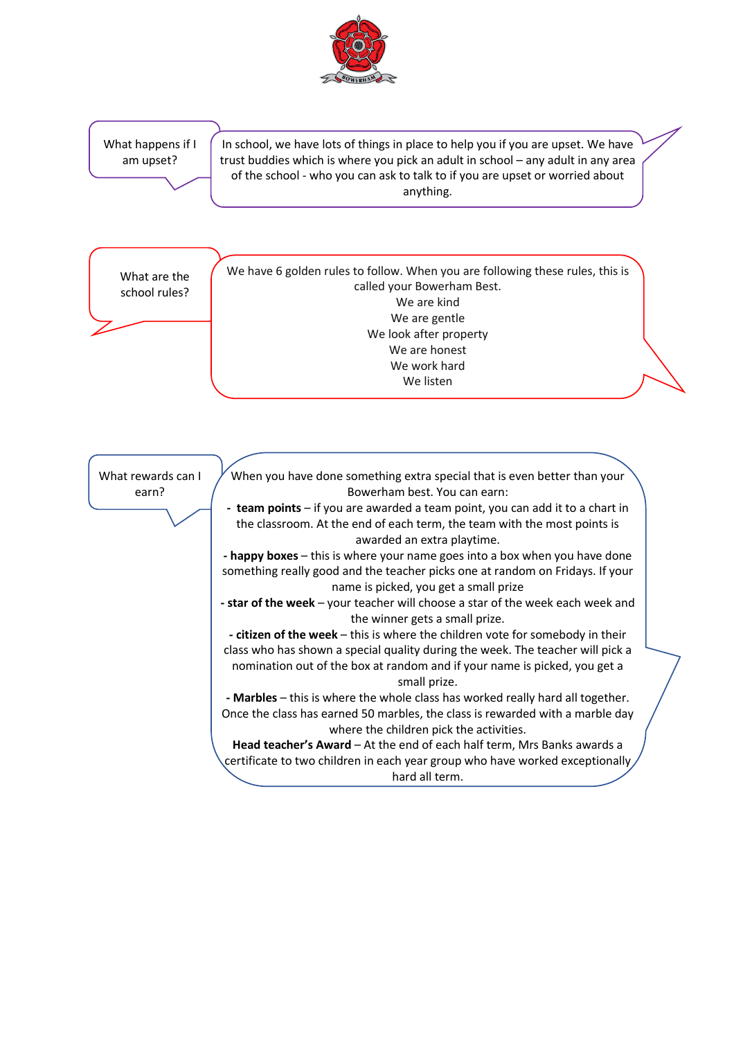**What happens if I am upset?**

In school, we have lots of things in place to help you if you are upset. We have trust buddies which is where you pick an adult in school – any adult in any area of the school - who you can ask to talk to if you are upset or worried about anything.

**What are the school rules?**

We have 6 golden rules to follow. When you are following these rules, this is called your Bowerham Best.

We are kind
We are gentle
We look after property
We are honest
We work hard
We listen

**What rewards can I earn?**

When you have done something extra special that is even better than your Bowerham best. You can earn:

- **team points** – if you are awarded a team point, you can add it to a chart in the classroom. At the end of each term, the team with the most points is awarded an extra playtime.
- **happy boxes** – this is where your name goes into a box when you have done something really good and the teacher picks one at random on Fridays. If your name is picked, you get a small prize
- **star of the week** – your teacher will choose a star of the week each week and the winner gets a small prize.
- **citizen of the week** – this is where the children vote for somebody in their class who has shown a special quality during the week. The teacher will pick a nomination out of the box at random and if your name is picked, you get a small prize.
- **Marbles** – this is where the whole class has worked really hard all together. Once the class has earned 50 marbles, the class is rewarded with a marble day where the children pick the activities.

**Head teacher's Award** – At the end of each half term, Mrs Banks awards a certificate to two children in each year group who have worked exceptionally hard all term.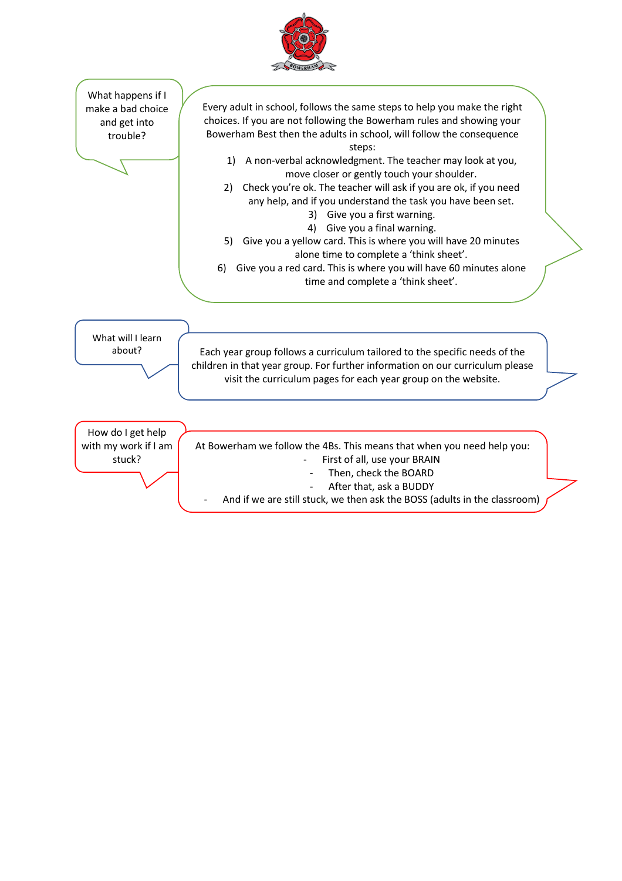**What happens if I make a bad choice and get into trouble?**

Every adult in school, follows the same steps to help you make the right choices. If you are not following the Bowerham rules and showing your Bowerham Best then the adults in school, will follow the consequence steps:

1) A non-verbal acknowledgment. The teacher may look at you, move closer or gently touch your shoulder.
2) Check you're ok. The teacher will ask if you are ok, if you need any help, and if you understand the task you have been set.
3) Give you a first warning.
4) Give you a final warning.
5) Give you a yellow card. This is where you will have 20 minutes alone time to complete a 'think sheet'.
6) Give you a red card. This is where you will have 60 minutes alone time and complete a 'think sheet'.

**What will I learn about?**

Each year group follows a curriculum tailored to the specific needs of the children in that year group. For further information on our curriculum please visit the curriculum pages for each year group on the website.

**How do I get help with my work if I am stuck?**

At Bowerham we follow the 4Bs. This means that when you need help you:

- First of all, use your BRAIN
- Then, check the BOARD
- After that, ask a BUDDY
- And if we are still stuck, we then ask the BOSS (adults in the classroom)